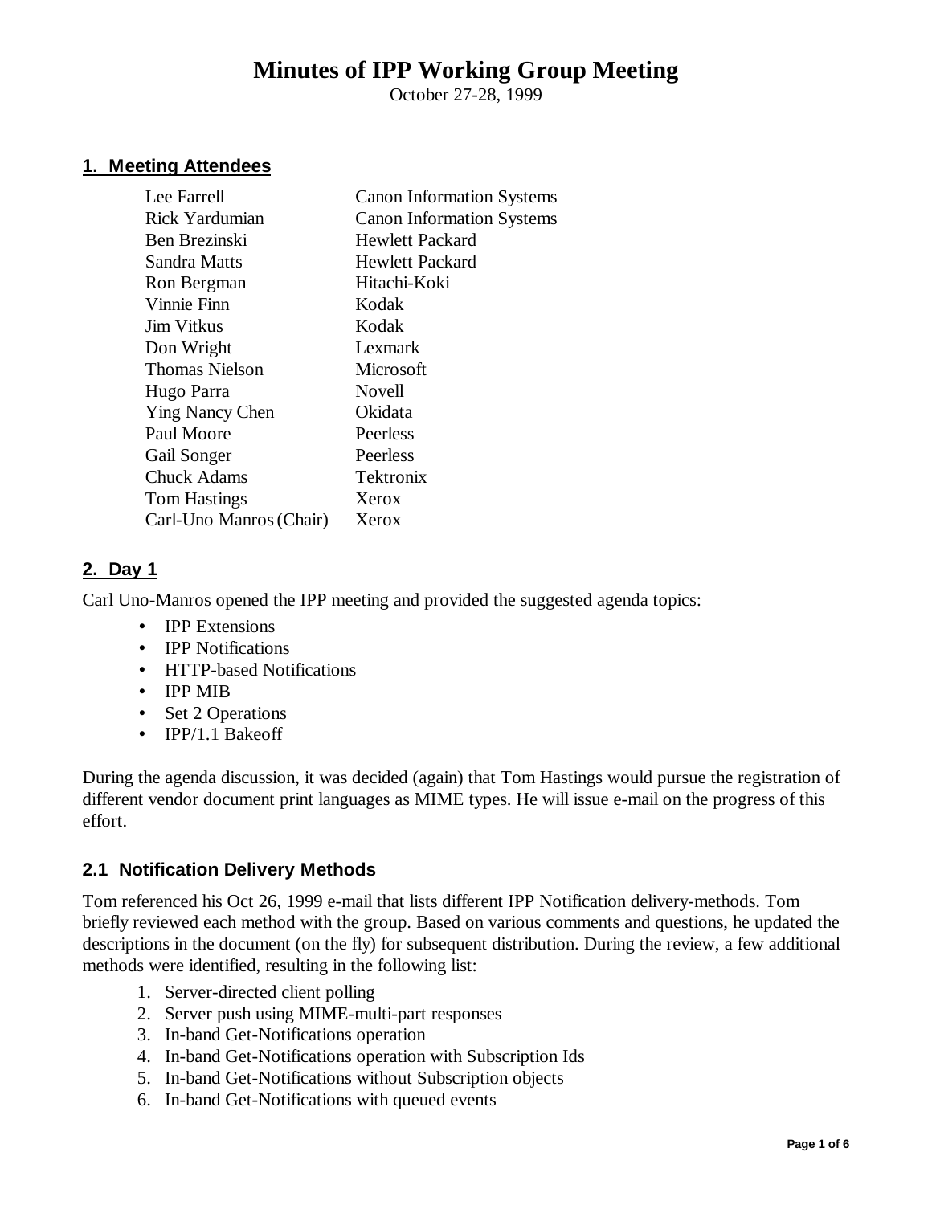# Minutes of IPP Working Group Meeting

October 27-28, 1999

## 1. Meeting Attendees

| | |
|---|---|
| Lee Farrell | Canon Information Systems |
| Rick Yardumian | Canon Information Systems |
| Ben Brezinski | Hewlett Packard |
| Sandra Matts | Hewlett Packard |
| Ron Bergman | Hitachi-Koki |
| Vinnie Finn | Kodak |
| Jim Vitkus | Kodak |
| Don Wright | Lexmark |
| Thomas Nielson | Microsoft |
| Hugo Parra | Novell |
| Ying Nancy Chen | Okidata |
| Paul Moore | Peerless |
| Gail Songer | Peerless |
| Chuck Adams | Tektronix |
| Tom Hastings | Xerox |
| Carl-Uno Manros (Chair) | Xerox |

## 2. Day 1

Carl Uno-Manros opened the IPP meeting and provided the suggested agenda topics:

- IPP Extensions
- IPP Notifications
- HTTP-based Notifications
- IPP MIB
- Set 2 Operations
- IPP/1.1 Bakeoff

During the agenda discussion, it was decided (again) that Tom Hastings would pursue the registration of different vendor document print languages as MIME types. He will issue e-mail on the progress of this effort.

### 2.1 Notification Delivery Methods

Tom referenced his Oct 26, 1999 e-mail that lists different IPP Notification delivery-methods. Tom briefly reviewed each method with the group. Based on various comments and questions, he updated the descriptions in the document (on the fly) for subsequent distribution. During the review, a few additional methods were identified, resulting in the following list:

1. Server-directed client polling
2. Server push using MIME-multi-part responses
3. In-band Get-Notifications operation
4. In-band Get-Notifications operation with Subscription Ids
5. In-band Get-Notifications without Subscription objects
6. In-band Get-Notifications with queued events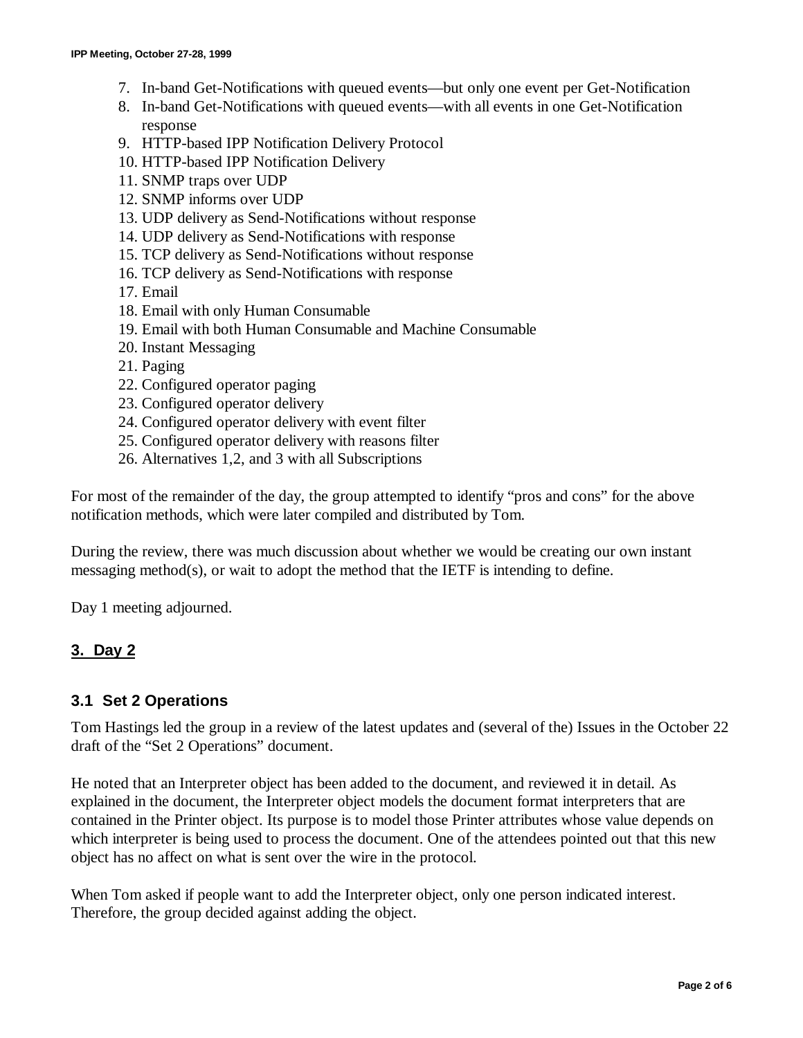7. In-band Get-Notifications with queued events—but only one event per Get-Notification
8. In-band Get-Notifications with queued events—with all events in one Get-Notification response
9. HTTP-based IPP Notification Delivery Protocol
10. HTTP-based IPP Notification Delivery
11. SNMP traps over UDP
12. SNMP informs over UDP
13. UDP delivery as Send-Notifications without response
14. UDP delivery as Send-Notifications with response
15. TCP delivery as Send-Notifications without response
16. TCP delivery as Send-Notifications with response
17. Email
18. Email with only Human Consumable
19. Email with both Human Consumable and Machine Consumable
20. Instant Messaging
21. Paging
22. Configured operator paging
23. Configured operator delivery
24. Configured operator delivery with event filter
25. Configured operator delivery with reasons filter
26. Alternatives 1,2, and 3 with all Subscriptions

For most of the remainder of the day, the group attempted to identify "pros and cons" for the above notification methods, which were later compiled and distributed by Tom.

During the review, there was much discussion about whether we would be creating our own instant messaging method(s), or wait to adopt the method that the IETF is intending to define.

Day 1 meeting adjourned.

## 3. Day 2

### 3.1 Set 2 Operations

Tom Hastings led the group in a review of the latest updates and (several of the) Issues in the October 22 draft of the "Set 2 Operations" document.

He noted that an Interpreter object has been added to the document, and reviewed it in detail. As explained in the document, the Interpreter object models the document format interpreters that are contained in the Printer object. Its purpose is to model those Printer attributes whose value depends on which interpreter is being used to process the document. One of the attendees pointed out that this new object has no affect on what is sent over the wire in the protocol.

When Tom asked if people want to add the Interpreter object, only one person indicated interest. Therefore, the group decided against adding the object.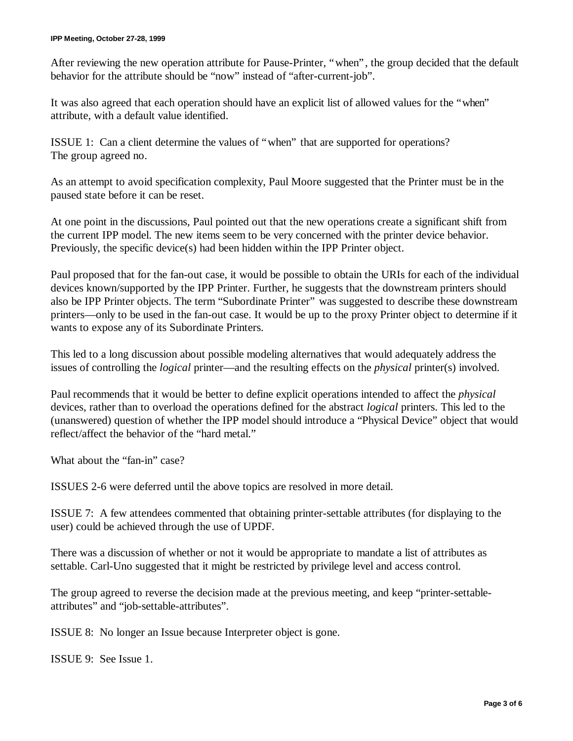After reviewing the new operation attribute for Pause-Printer, "when", the group decided that the default behavior for the attribute should be "now" instead of "after-current-job".

It was also agreed that each operation should have an explicit list of allowed values for the "when" attribute, with a default value identified.

ISSUE 1: Can a client determine the values of "when" that are supported for operations?
The group agreed no.

As an attempt to avoid specification complexity, Paul Moore suggested that the Printer must be in the paused state before it can be reset.

At one point in the discussions, Paul pointed out that the new operations create a significant shift from the current IPP model. The new items seem to be very concerned with the printer device behavior. Previously, the specific device(s) had been hidden within the IPP Printer object.

Paul proposed that for the fan-out case, it would be possible to obtain the URIs for each of the individual devices known/supported by the IPP Printer. Further, he suggests that the downstream printers should also be IPP Printer objects. The term "Subordinate Printer" was suggested to describe these downstream printers—only to be used in the fan-out case. It would be up to the proxy Printer object to determine if it wants to expose any of its Subordinate Printers.

This led to a long discussion about possible modeling alternatives that would adequately address the issues of controlling the *logical* printer—and the resulting effects on the *physical* printer(s) involved.

Paul recommends that it would be better to define explicit operations intended to affect the *physical* devices, rather than to overload the operations defined for the abstract *logical* printers. This led to the (unanswered) question of whether the IPP model should introduce a "Physical Device" object that would reflect/affect the behavior of the "hard metal."

What about the "fan-in" case?

ISSUES 2-6 were deferred until the above topics are resolved in more detail.

ISSUE 7: A few attendees commented that obtaining printer-settable attributes (for displaying to the user) could be achieved through the use of UPDF.

There was a discussion of whether or not it would be appropriate to mandate a list of attributes as settable. Carl-Uno suggested that it might be restricted by privilege level and access control.

The group agreed to reverse the decision made at the previous meeting, and keep "printer-settable-attributes" and "job-settable-attributes".

ISSUE 8: No longer an Issue because Interpreter object is gone.

ISSUE 9: See Issue 1.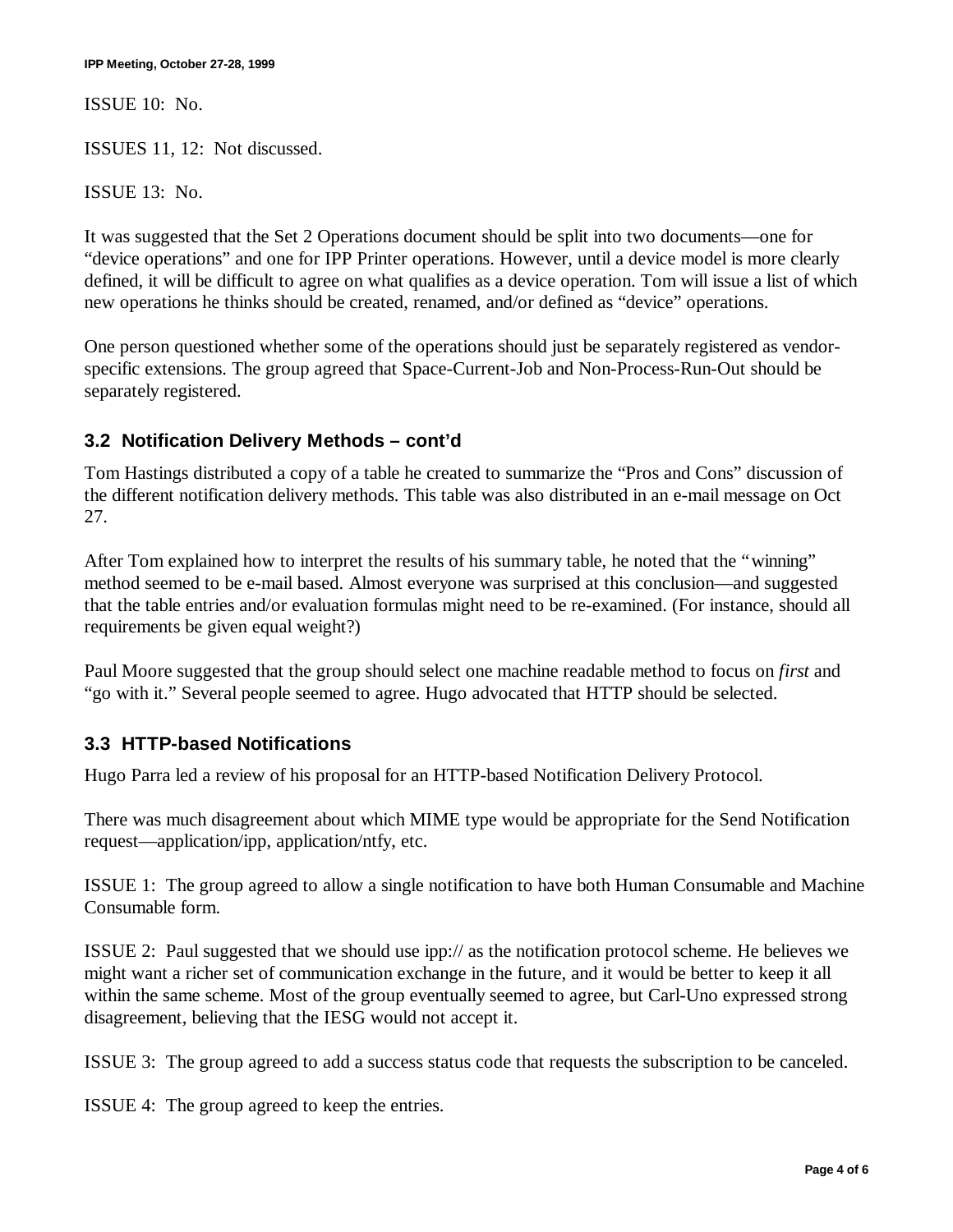ISSUE 10: No.

ISSUES 11, 12: Not discussed.

ISSUE 13: No.

It was suggested that the Set 2 Operations document should be split into two documents—one for "device operations" and one for IPP Printer operations. However, until a device model is more clearly defined, it will be difficult to agree on what qualifies as a device operation. Tom will issue a list of which new operations he thinks should be created, renamed, and/or defined as "device" operations.

One person questioned whether some of the operations should just be separately registered as vendor-specific extensions. The group agreed that Space-Current-Job and Non-Process-Run-Out should be separately registered.

### 3.2 Notification Delivery Methods – cont'd

Tom Hastings distributed a copy of a table he created to summarize the "Pros and Cons" discussion of the different notification delivery methods. This table was also distributed in an e-mail message on Oct 27.

After Tom explained how to interpret the results of his summary table, he noted that the "winning" method seemed to be e-mail based. Almost everyone was surprised at this conclusion—and suggested that the table entries and/or evaluation formulas might need to be re-examined. (For instance, should all requirements be given equal weight?)

Paul Moore suggested that the group should select one machine readable method to focus on *first* and "go with it." Several people seemed to agree. Hugo advocated that HTTP should be selected.

### 3.3 HTTP-based Notifications

Hugo Parra led a review of his proposal for an HTTP-based Notification Delivery Protocol.

There was much disagreement about which MIME type would be appropriate for the Send Notification request—application/ipp, application/ntfy, etc.

ISSUE 1: The group agreed to allow a single notification to have both Human Consumable and Machine Consumable form.

ISSUE 2: Paul suggested that we should use ipp:// as the notification protocol scheme. He believes we might want a richer set of communication exchange in the future, and it would be better to keep it all within the same scheme. Most of the group eventually seemed to agree, but Carl-Uno expressed strong disagreement, believing that the IESG would not accept it.

ISSUE 3: The group agreed to add a success status code that requests the subscription to be canceled.

ISSUE 4: The group agreed to keep the entries.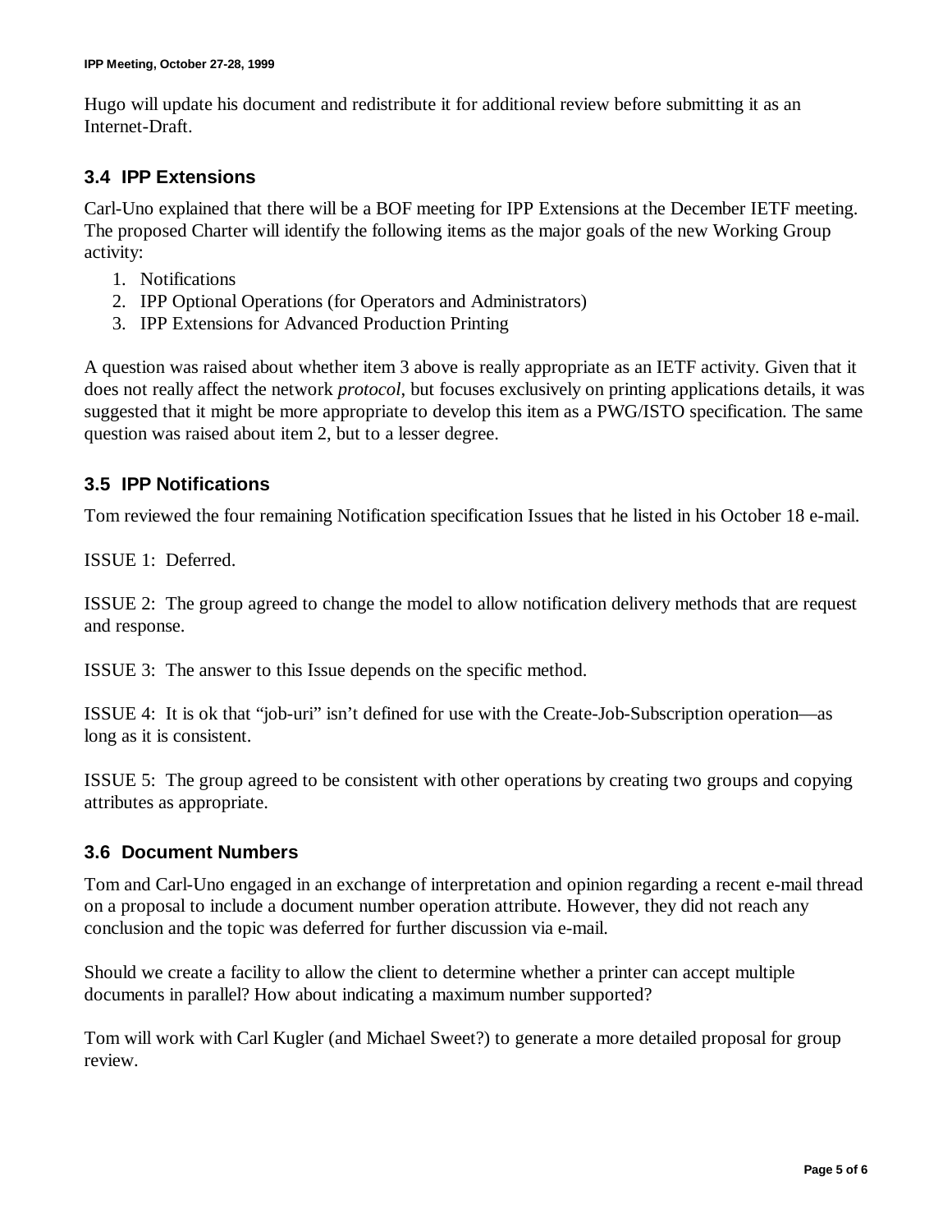Hugo will update his document and redistribute it for additional review before submitting it as an Internet-Draft.

### 3.4 IPP Extensions

Carl-Uno explained that there will be a BOF meeting for IPP Extensions at the December IETF meeting. The proposed Charter will identify the following items as the major goals of the new Working Group activity:

1. Notifications
2. IPP Optional Operations (for Operators and Administrators)
3. IPP Extensions for Advanced Production Printing

A question was raised about whether item 3 above is really appropriate as an IETF activity. Given that it does not really affect the network *protocol*, but focuses exclusively on printing applications details, it was suggested that it might be more appropriate to develop this item as a PWG/ISTO specification. The same question was raised about item 2, but to a lesser degree.

### 3.5 IPP Notifications

Tom reviewed the four remaining Notification specification Issues that he listed in his October 18 e-mail.

ISSUE 1: Deferred.

ISSUE 2: The group agreed to change the model to allow notification delivery methods that are request and response.

ISSUE 3: The answer to this Issue depends on the specific method.

ISSUE 4: It is ok that "job-uri" isn't defined for use with the Create-Job-Subscription operation—as long as it is consistent.

ISSUE 5: The group agreed to be consistent with other operations by creating two groups and copying attributes as appropriate.

### 3.6 Document Numbers

Tom and Carl-Uno engaged in an exchange of interpretation and opinion regarding a recent e-mail thread on a proposal to include a document number operation attribute. However, they did not reach any conclusion and the topic was deferred for further discussion via e-mail.

Should we create a facility to allow the client to determine whether a printer can accept multiple documents in parallel? How about indicating a maximum number supported?

Tom will work with Carl Kugler (and Michael Sweet?) to generate a more detailed proposal for group review.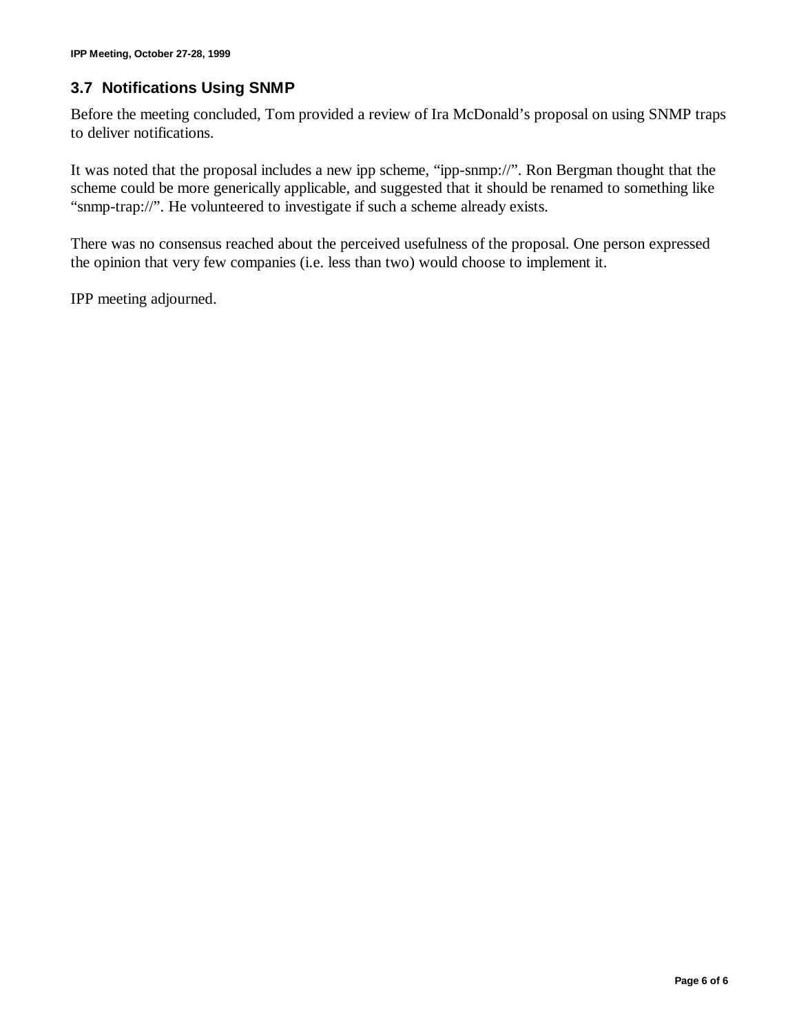### 3.7 Notifications Using SNMP

Before the meeting concluded, Tom provided a review of Ira McDonald’s proposal on using SNMP traps to deliver notifications.

It was noted that the proposal includes a new ipp scheme, “ipp-snmp://”. Ron Bergman thought that the scheme could be more generically applicable, and suggested that it should be renamed to something like “snmp-trap://”. He volunteered to investigate if such a scheme already exists.

There was no consensus reached about the perceived usefulness of the proposal. One person expressed the opinion that very few companies (i.e. less than two) would choose to implement it.

IPP meeting adjourned.